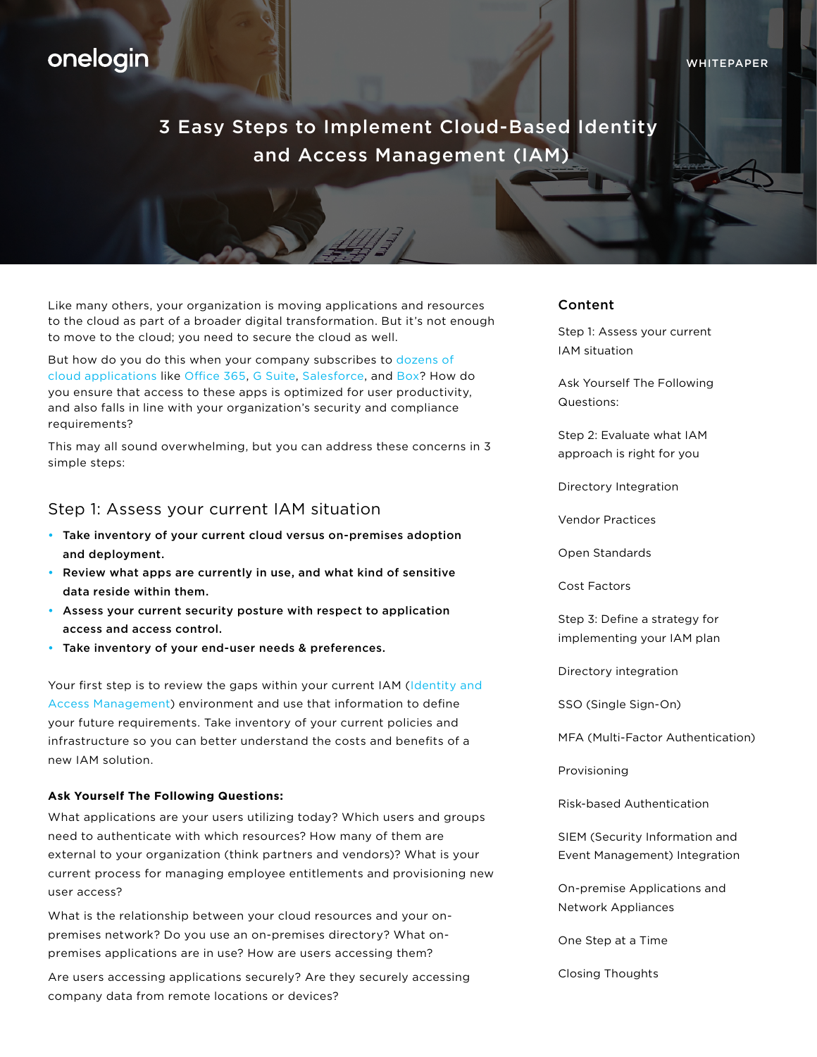onelogin

WHITEPAPER

# 3 Easy Steps to Implement Cloud-Based Identity and Access Management (IAM)

Like many others, your organization is moving applications and resources to the cloud as part of a broader digital transformation. But it's not enough to move to the cloud; you need to secure the cloud as well.

But how do you do this when your company subscribes to dozens of cloud applications like Office 365, G Suite, Salesforce, and Box? How do you ensure that access to these apps is optimized for user productivity, and also falls in line with your organization's security and compliance requirements?

This may all sound overwhelming, but you can address these concerns in 3 simple steps:

## Step 1: Assess your current IAM situation

- **Take inventory of your current cloud versus on-premises adoption and deployment.**
- **Review what apps are currently in use, and what kind of sensitive data reside within them.**
- **Assess your current security posture with respect to application access and access control.**
- **Take inventory of your end-user needs & preferences.**

Your first step is to review the gaps within your current IAM (Identity and Access Management) environment and use that information to define your future requirements. Take inventory of your current policies and infrastructure so you can better understand the costs and benefits of a new IAM solution.

**Ask Yourself The Following Questions:**

What applications are your users utilizing today? Which users and groups need to authenticate with which resources? How many of them are external to your organization (think partners and vendors)? What is your current process for managing employee entitlements and provisioning new user access?

What is the relationship between your cloud resources and your on-premises network? Do you use an on-premises directory? What on-premises applications are in use? How are users accessing them?

Are users accessing applications securely? Are they securely accessing company data from remote locations or devices?

### Content

- Step 1: Assess your current IAM situation
- Ask Yourself The Following Questions:
- Step 2: Evaluate what IAM approach is right for you
- Directory Integration
- Vendor Practices
- Open Standards
- Cost Factors
- Step 3: Define a strategy for implementing your IAM plan
- Directory integration
- SSO (Single Sign-On)
- MFA (Multi-Factor Authentication)
- Provisioning
- Risk-based Authentication
- SIEM (Security Information and Event Management) Integration
- On-premise Applications and Network Appliances
- One Step at a Time
- Closing Thoughts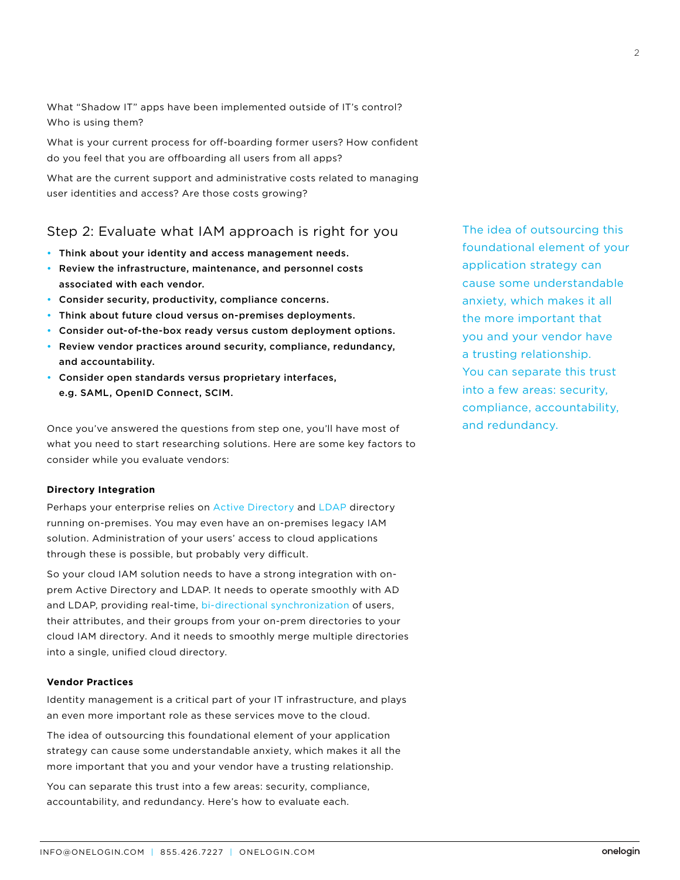What "Shadow IT" apps have been implemented outside of IT's control? Who is using them?

What is your current process for off-boarding former users? How confident do you feel that you are offboarding all users from all apps?

What are the current support and administrative costs related to managing user identities and access? Are those costs growing?

## Step 2: Evaluate what IAM approach is right for you

- **Think about your identity and access management needs.**
- **Review the infrastructure, maintenance, and personnel costs associated with each vendor.**
- **Consider security, productivity, compliance concerns.**
- **Think about future cloud versus on-premises deployments.**
- **Consider out-of-the-box ready versus custom deployment options.**
- **Review vendor practices around security, compliance, redundancy, and accountability.**
- **Consider open standards versus proprietary interfaces, e.g. SAML, OpenID Connect, SCIM.**

Once you've answered the questions from step one, you'll have most of what you need to start researching solutions. Here are some key factors to consider while you evaluate vendors:

**Directory Integration**

Perhaps your enterprise relies on Active Directory and LDAP directory running on-premises. You may even have an on-premises legacy IAM solution. Administration of your users' access to cloud applications through these is possible, but probably very difficult.

So your cloud IAM solution needs to have a strong integration with on-prem Active Directory and LDAP. It needs to operate smoothly with AD and LDAP, providing real-time, bi-directional synchronization of users, their attributes, and their groups from your on-prem directories to your cloud IAM directory. And it needs to smoothly merge multiple directories into a single, unified cloud directory.

**Vendor Practices**

Identity management is a critical part of your IT infrastructure, and plays an even more important role as these services move to the cloud.

The idea of outsourcing this foundational element of your application strategy can cause some understandable anxiety, which makes it all the more important that you and your vendor have a trusting relationship.

You can separate this trust into a few areas: security, compliance, accountability, and redundancy. Here's how to evaluate each.

> The idea of outsourcing this foundational element of your application strategy can cause some understandable anxiety, which makes it all the more important that you and your vendor have a trusting relationship. You can separate this trust into a few areas: security, compliance, accountability, and redundancy.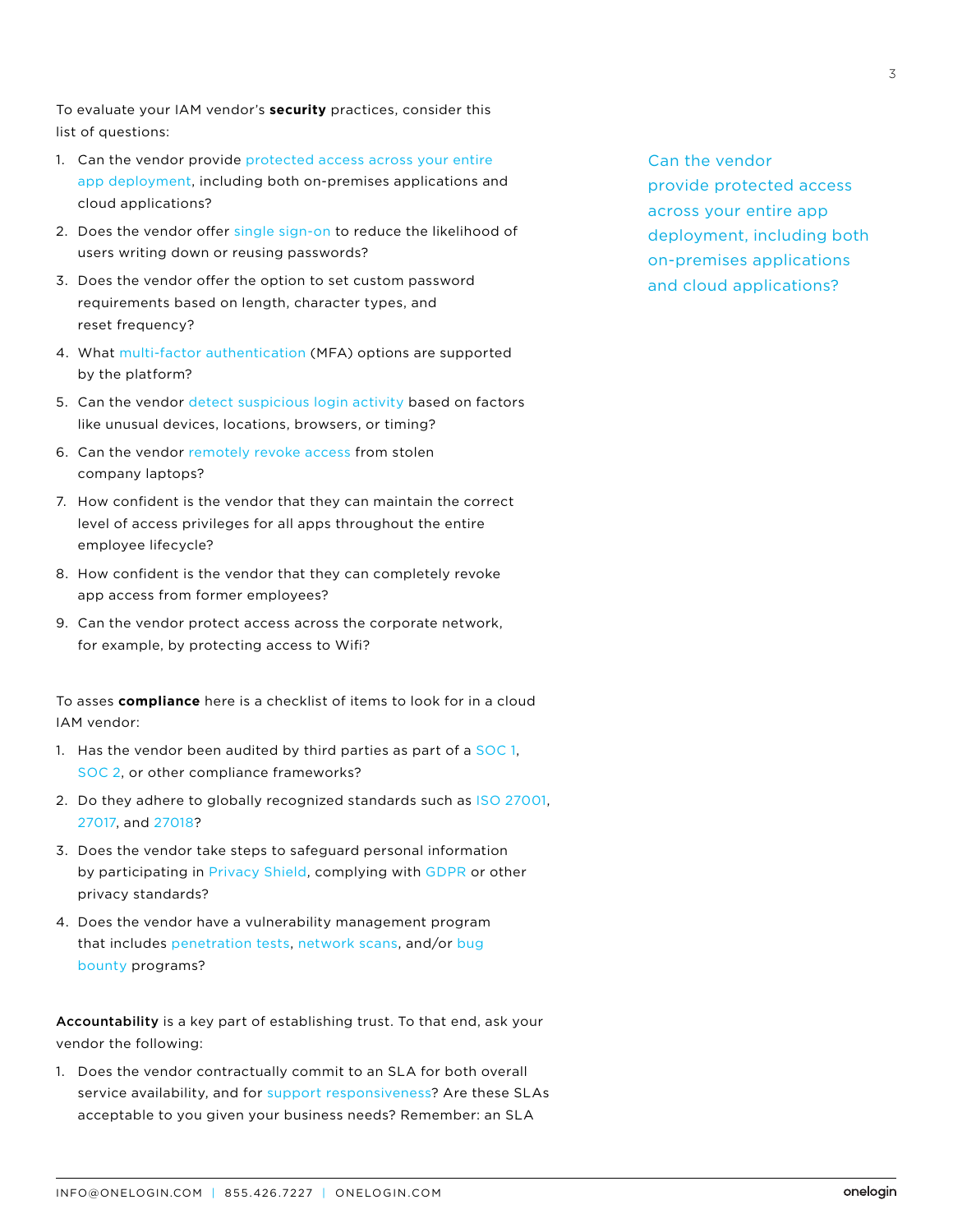To evaluate your IAM vendor's **security** practices, consider this list of questions:

1. Can the vendor provide protected access across your entire app deployment, including both on-premises applications and cloud applications?
2. Does the vendor offer single sign-on to reduce the likelihood of users writing down or reusing passwords?
3. Does the vendor offer the option to set custom password requirements based on length, character types, and reset frequency?
4. What multi-factor authentication (MFA) options are supported by the platform?
5. Can the vendor detect suspicious login activity based on factors like unusual devices, locations, browsers, or timing?
6. Can the vendor remotely revoke access from stolen company laptops?
7. How confident is the vendor that they can maintain the correct level of access privileges for all apps throughout the entire employee lifecycle?
8. How confident is the vendor that they can completely revoke app access from former employees?
9. Can the vendor protect access across the corporate network, for example, by protecting access to Wifi?

Can the vendor provide protected access across your entire app deployment, including both on-premises applications and cloud applications?

To asses **compliance** here is a checklist of items to look for in a cloud IAM vendor:

1. Has the vendor been audited by third parties as part of a SOC 1, SOC 2, or other compliance frameworks?
2. Do they adhere to globally recognized standards such as ISO 27001, 27017, and 27018?
3. Does the vendor take steps to safeguard personal information by participating in Privacy Shield, complying with GDPR or other privacy standards?
4. Does the vendor have a vulnerability management program that includes penetration tests, network scans, and/or bug bounty programs?

**Accountability** is a key part of establishing trust. To that end, ask your vendor the following:

1. Does the vendor contractually commit to an SLA for both overall service availability, and for support responsiveness? Are these SLAs acceptable to you given your business needs? Remember: an SLA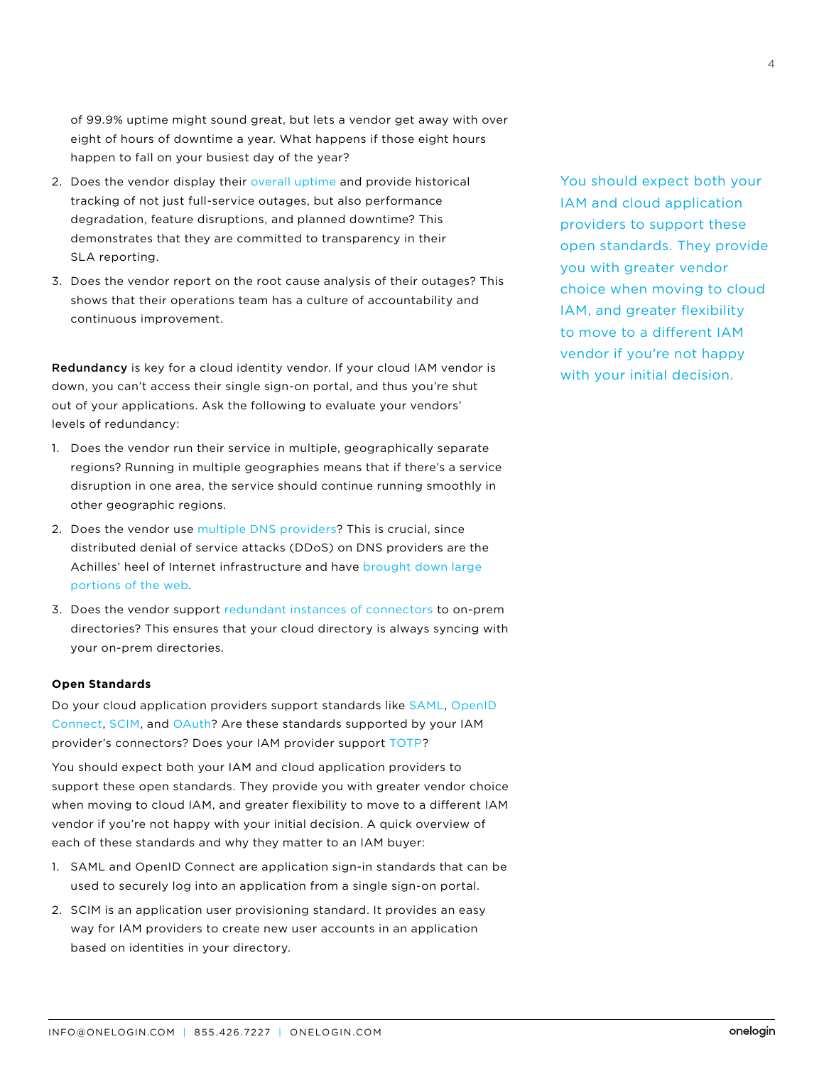of 99.9% uptime might sound great, but lets a vendor get away with over eight of hours of downtime a year. What happens if those eight hours happen to fall on your busiest day of the year?

2. Does the vendor display their overall uptime and provide historical tracking of not just full-service outages, but also performance degradation, feature disruptions, and planned downtime? This demonstrates that they are committed to transparency in their SLA reporting.
3. Does the vendor report on the root cause analysis of their outages? This shows that their operations team has a culture of accountability and continuous improvement.

**Redundancy** is key for a cloud identity vendor. If your cloud IAM vendor is down, you can't access their single sign-on portal, and thus you're shut out of your applications. Ask the following to evaluate your vendors' levels of redundancy:

1. Does the vendor run their service in multiple, geographically separate regions? Running in multiple geographies means that if there's a service disruption in one area, the service should continue running smoothly in other geographic regions.
2. Does the vendor use multiple DNS providers? This is crucial, since distributed denial of service attacks (DDoS) on DNS providers are the Achilles' heel of Internet infrastructure and have brought down large portions of the web.
3. Does the vendor support redundant instances of connectors to on-prem directories? This ensures that your cloud directory is always syncing with your on-prem directories.

**Open Standards**

Do your cloud application providers support standards like SAML, OpenID Connect, SCIM, and OAuth? Are these standards supported by your IAM provider's connectors? Does your IAM provider support TOTP?

You should expect both your IAM and cloud application providers to support these open standards. They provide you with greater vendor choice when moving to cloud IAM, and greater flexibility to move to a different IAM vendor if you're not happy with your initial decision. A quick overview of each of these standards and why they matter to an IAM buyer:

1. SAML and OpenID Connect are application sign-in standards that can be used to securely log into an application from a single sign-on portal.
2. SCIM is an application user provisioning standard. It provides an easy way for IAM providers to create new user accounts in an application based on identities in your directory.

You should expect both your IAM and cloud application providers to support these open standards. They provide you with greater vendor choice when moving to cloud IAM, and greater flexibility to move to a different IAM vendor if you're not happy with your initial decision.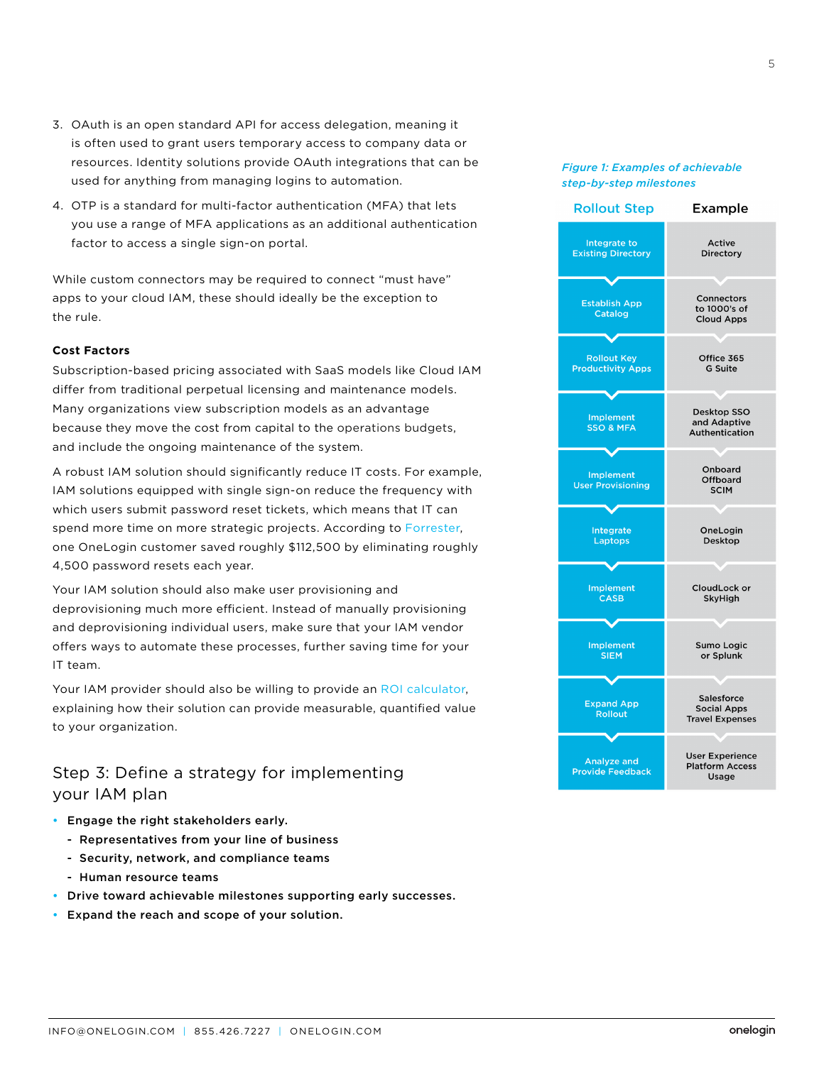3. OAuth is an open standard API for access delegation, meaning it is often used to grant users temporary access to company data or resources. Identity solutions provide OAuth integrations that can be used for anything from managing logins to automation.
4. OTP is a standard for multi-factor authentication (MFA) that lets you use a range of MFA applications as an additional authentication factor to access a single sign-on portal.

While custom connectors may be required to connect "must have" apps to your cloud IAM, these should ideally be the exception to the rule.

**Cost Factors**

Subscription-based pricing associated with SaaS models like Cloud IAM differ from traditional perpetual licensing and maintenance models. Many organizations view subscription models as an advantage because they move the cost from capital to the operations budgets, and include the ongoing maintenance of the system.

A robust IAM solution should significantly reduce IT costs. For example, IAM solutions equipped with single sign-on reduce the frequency with which users submit password reset tickets, which means that IT can spend more time on more strategic projects. According to Forrester, one OneLogin customer saved roughly $112,500 by eliminating roughly 4,500 password resets each year.

Your IAM solution should also make user provisioning and deprovisioning much more efficient. Instead of manually provisioning and deprovisioning individual users, make sure that your IAM vendor offers ways to automate these processes, further saving time for your IT team.

Your IAM provider should also be willing to provide an ROI calculator, explaining how their solution can provide measurable, quantified value to your organization.

## Step 3: Define a strategy for implementing your IAM plan

- **Engage the right stakeholders early.**
  - **Representatives from your line of business**
  - **Security, network, and compliance teams**
  - **Human resource teams**
- **Drive toward achievable milestones supporting early successes.**
- **Expand the reach and scope of your solution.**

*Figure 1: Examples of achievable step-by-step milestones*

| Rollout Step | Example |
| --- | --- |
| Integrate to Existing Directory | Active Directory |
| Establish App Catalog | Connectors to 1000's of Cloud Apps |
| Rollout Key Productivity Apps | Office 365 G Suite |
| Implement SSO & MFA | Desktop SSO and Adaptive Authentication |
| Implement User Provisioning | Onboard Offboard SCIM |
| Integrate Laptops | OneLogin Desktop |
| Implement CASB | CloudLock or SkyHigh |
| Implement SIEM | Sumo Logic or Splunk |
| Expand App Rollout | Salesforce Social Apps Travel Expenses |
| Analyze and Provide Feedback | User Experience Platform Access Usage |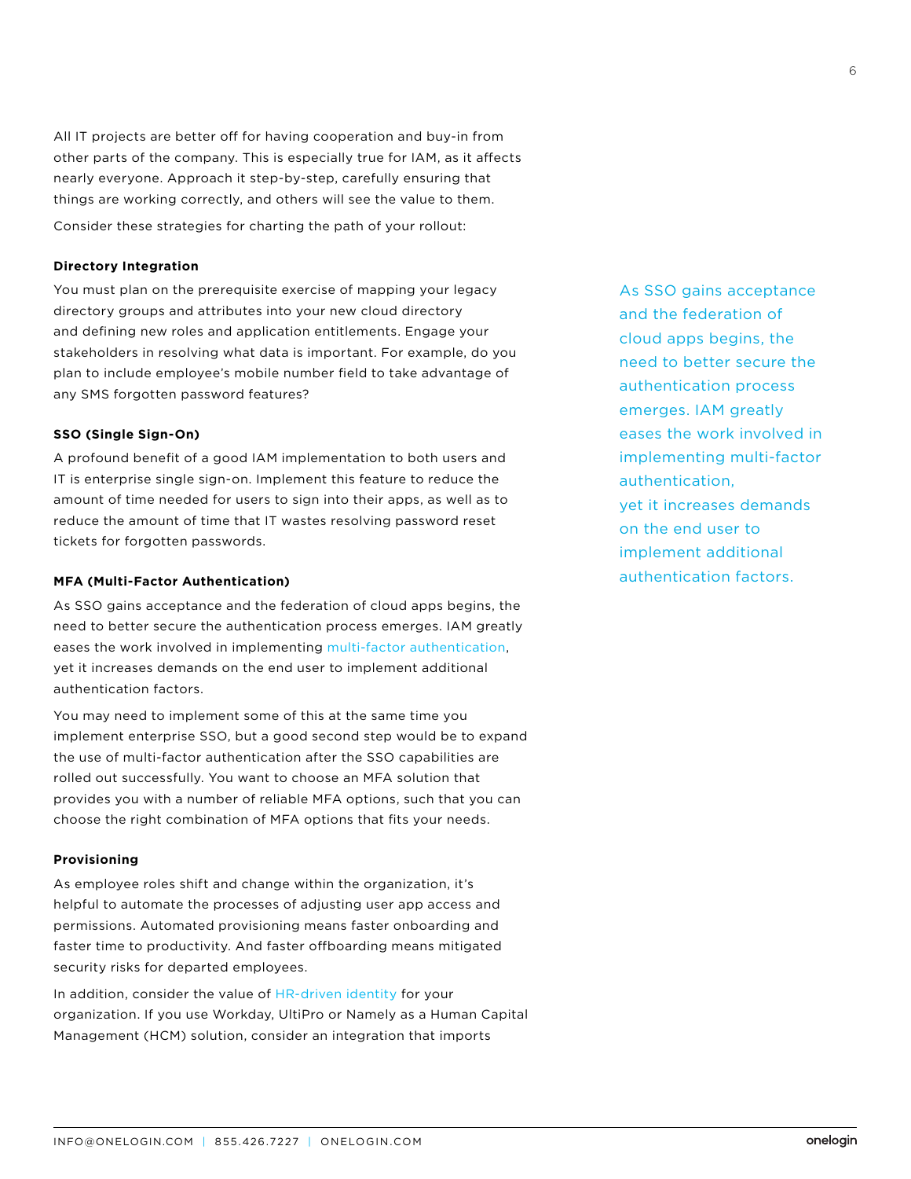All IT projects are better off for having cooperation and buy-in from other parts of the company. This is especially true for IAM, as it affects nearly everyone. Approach it step-by-step, carefully ensuring that things are working correctly, and others will see the value to them.

Consider these strategies for charting the path of your rollout:

**Directory Integration**

You must plan on the prerequisite exercise of mapping your legacy directory groups and attributes into your new cloud directory and defining new roles and application entitlements. Engage your stakeholders in resolving what data is important. For example, do you plan to include employee's mobile number field to take advantage of any SMS forgotten password features?

**SSO (Single Sign-On)**

A profound benefit of a good IAM implementation to both users and IT is enterprise single sign-on. Implement this feature to reduce the amount of time needed for users to sign into their apps, as well as to reduce the amount of time that IT wastes resolving password reset tickets for forgotten passwords.

**MFA (Multi-Factor Authentication)**

As SSO gains acceptance and the federation of cloud apps begins, the need to better secure the authentication process emerges. IAM greatly eases the work involved in implementing multi-factor authentication, yet it increases demands on the end user to implement additional authentication factors.

You may need to implement some of this at the same time you implement enterprise SSO, but a good second step would be to expand the use of multi-factor authentication after the SSO capabilities are rolled out successfully. You want to choose an MFA solution that provides you with a number of reliable MFA options, such that you can choose the right combination of MFA options that fits your needs.

**Provisioning**

As employee roles shift and change within the organization, it's helpful to automate the processes of adjusting user app access and permissions. Automated provisioning means faster onboarding and faster time to productivity. And faster offboarding means mitigated security risks for departed employees.

In addition, consider the value of HR-driven identity for your organization. If you use Workday, UltiPro or Namely as a Human Capital Management (HCM) solution, consider an integration that imports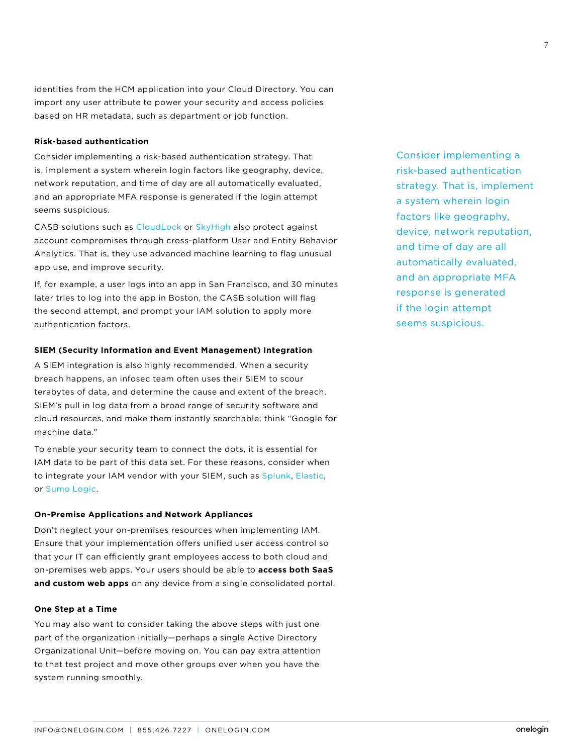identities from the HCM application into your Cloud Directory. You can import any user attribute to power your security and access policies based on HR metadata, such as department or job function.

#### Risk-based authentication

Consider implementing a risk-based authentication strategy. That is, implement a system wherein login factors like geography, device, network reputation, and time of day are all automatically evaluated, and an appropriate MFA response is generated if the login attempt seems suspicious.

CASB solutions such as CloudLock or SkyHigh also protect against account compromises through cross-platform User and Entity Behavior Analytics. That is, they use advanced machine learning to flag unusual app use, and improve security.

If, for example, a user logs into an app in San Francisco, and 30 minutes later tries to log into the app in Boston, the CASB solution will flag the second attempt, and prompt your IAM solution to apply more authentication factors.

> Consider implementing a risk-based authentication strategy. That is, implement a system wherein login factors like geography, device, network reputation, and time of day are all automatically evaluated, and an appropriate MFA response is generated if the login attempt seems suspicious.

#### SIEM (Security Information and Event Management) Integration

A SIEM integration is also highly recommended. When a security breach happens, an infosec team often uses their SIEM to scour terabytes of data, and determine the cause and extent of the breach. SIEM's pull in log data from a broad range of security software and cloud resources, and make them instantly searchable; think "Google for machine data."

To enable your security team to connect the dots, it is essential for IAM data to be part of this data set. For these reasons, consider when to integrate your IAM vendor with your SIEM, such as Splunk, Elastic, or Sumo Logic.

#### On-Premise Applications and Network Appliances

Don't neglect your on-premises resources when implementing IAM. Ensure that your implementation offers unified user access control so that your IT can efficiently grant employees access to both cloud and on-premises web apps. Your users should be able to **access both SaaS and custom web apps** on any device from a single consolidated portal.

#### One Step at a Time

You may also want to consider taking the above steps with just one part of the organization initially—perhaps a single Active Directory Organizational Unit—before moving on. You can pay extra attention to that test project and move other groups over when you have the system running smoothly.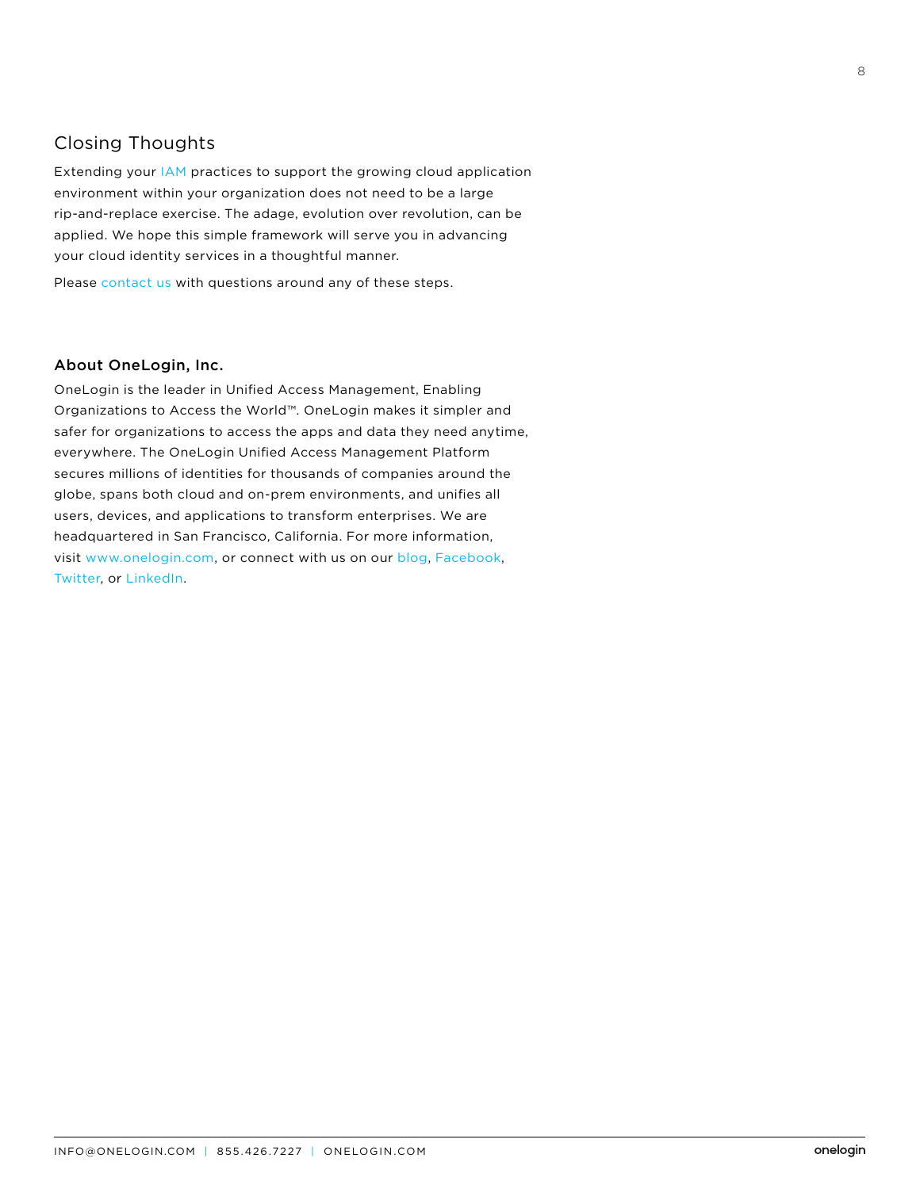## Closing Thoughts

Extending your IAM practices to support the growing cloud application environment within your organization does not need to be a large rip-and-replace exercise. The adage, evolution over revolution, can be applied. We hope this simple framework will serve you in advancing your cloud identity services in a thoughtful manner.

Please contact us with questions around any of these steps.

### About OneLogin, Inc.

OneLogin is the leader in Unified Access Management, Enabling Organizations to Access the World™. OneLogin makes it simpler and safer for organizations to access the apps and data they need anytime, everywhere. The OneLogin Unified Access Management Platform secures millions of identities for thousands of companies around the globe, spans both cloud and on-prem environments, and unifies all users, devices, and applications to transform enterprises. We are headquartered in San Francisco, California. For more information, visit www.onelogin.com, or connect with us on our blog, Facebook, Twitter, or LinkedIn.